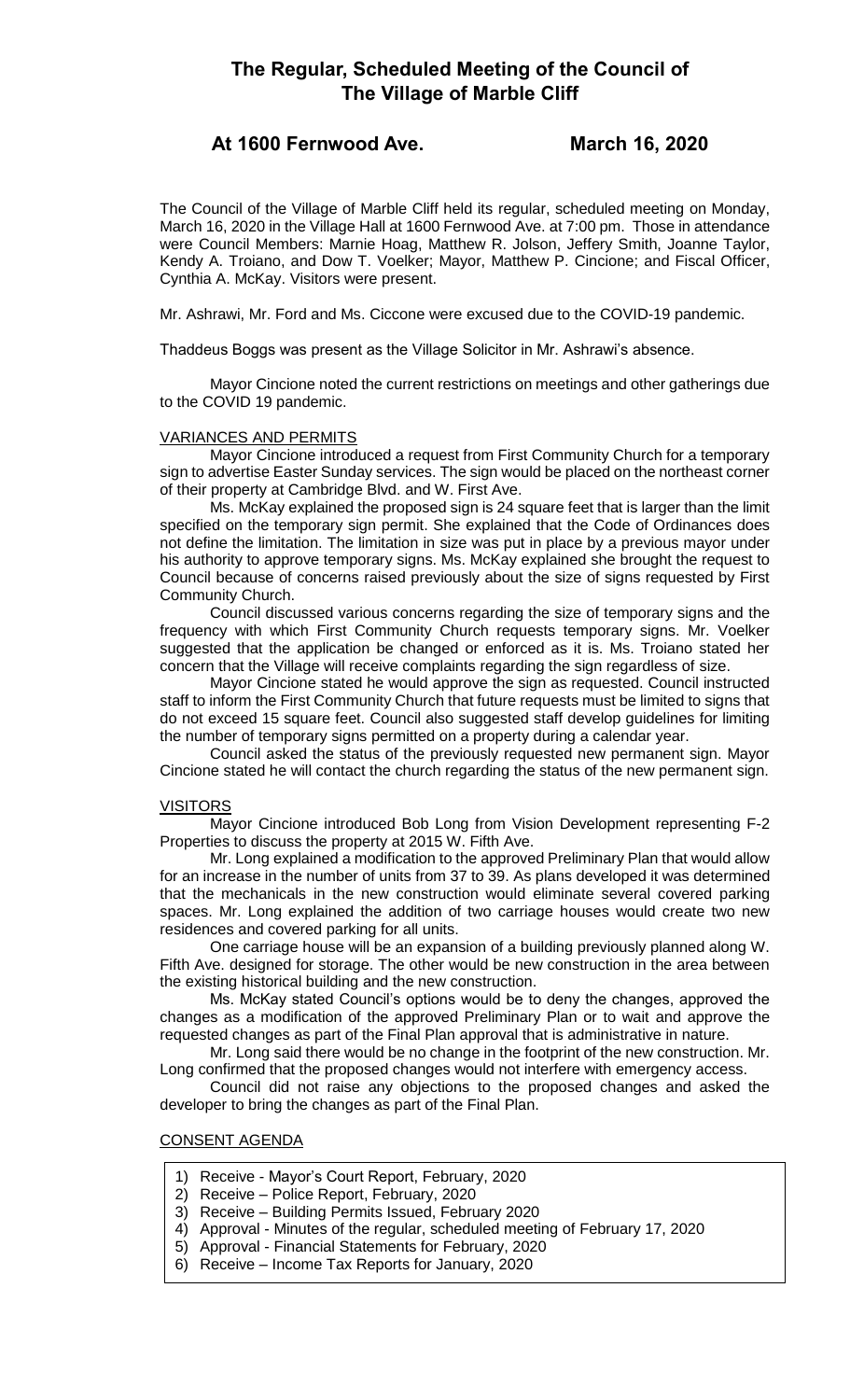# The Regular, Scheduled Meeting of the Council of The Village of Marble Cliff

## At 1600 Fernwood Ave. March 16, 2020

The Council of the Village of Marble Cliff held its regular, scheduled meeting on Monday, March 16, 2020 in the Village Hall at 1600 Fernwood Ave. at 7:00 pm. Those in attendance were Council Members: Marnie Hoag, Matthew R. Jolson, Jeffery Smith, Joanne Taylor, Kendy A. Troiano, and Dow T. Voelker; Mayor, Matthew P. Cincione; and Fiscal Officer, Cynthia A. McKay. Visitors were present.

Mr. Ashrawi, Mr. Ford and Ms. Ciccone were excused due to the COVID-19 pandemic.

Thaddeus Boggs was present as the Village Solicitor in Mr. Ashrawi's absence.

Mayor Cincione noted the current restrictions on meetings and other gatherings due to the COVID 19 pandemic.

VARIANCES AND PERMITS

Mayor Cincione introduced a request from First Community Church for a temporary sign to advertise Easter Sunday services. The sign would be placed on the northeast corner of their property at Cambridge Blvd. and W. First Ave.

Ms. McKay explained the proposed sign is 24 square feet that is larger than the limit specified on the temporary sign permit. She explained that the Code of Ordinances does not define the limitation. The limitation in size was put in place by a previous mayor under his authority to approve temporary signs. Ms. McKay explained she brought the request to Council because of concerns raised previously about the size of signs requested by First Community Church.

Council discussed various concerns regarding the size of temporary signs and the frequency with which First Community Church requests temporary signs. Mr. Voelker suggested that the application be changed or enforced as it is. Ms. Troiano stated her concern that the Village will receive complaints regarding the sign regardless of size.

Mayor Cincione stated he would approve the sign as requested. Council instructed staff to inform the First Community Church that future requests must be limited to signs that do not exceed 15 square feet. Council also suggested staff develop guidelines for limiting the number of temporary signs permitted on a property during a calendar year.

Council asked the status of the previously requested new permanent sign. Mayor Cincione stated he will contact the church regarding the status of the new permanent sign.

VISITORS

Mayor Cincione introduced Bob Long from Vision Development representing F-2 Properties to discuss the property at 2015 W. Fifth Ave.

Mr. Long explained a modification to the approved Preliminary Plan that would allow for an increase in the number of units from 37 to 39. As plans developed it was determined that the mechanicals in the new construction would eliminate several covered parking spaces. Mr. Long explained the addition of two carriage houses would create two new residences and covered parking for all units.

One carriage house will be an expansion of a building previously planned along W. Fifth Ave. designed for storage. The other would be new construction in the area between the existing historical building and the new construction.

Ms. McKay stated Council's options would be to deny the changes, approved the changes as a modification of the approved Preliminary Plan or to wait and approve the requested changes as part of the Final Plan approval that is administrative in nature.

Mr. Long said there would be no change in the footprint of the new construction. Mr. Long confirmed that the proposed changes would not interfere with emergency access.

Council did not raise any objections to the proposed changes and asked the developer to bring the changes as part of the Final Plan.

CONSENT AGENDA

1) Receive - Mayor's Court Report, February, 2020
2) Receive – Police Report, February, 2020
3) Receive – Building Permits Issued, February 2020
4) Approval - Minutes of the regular, scheduled meeting of February 17, 2020
5) Approval - Financial Statements for February, 2020
6) Receive – Income Tax Reports for January, 2020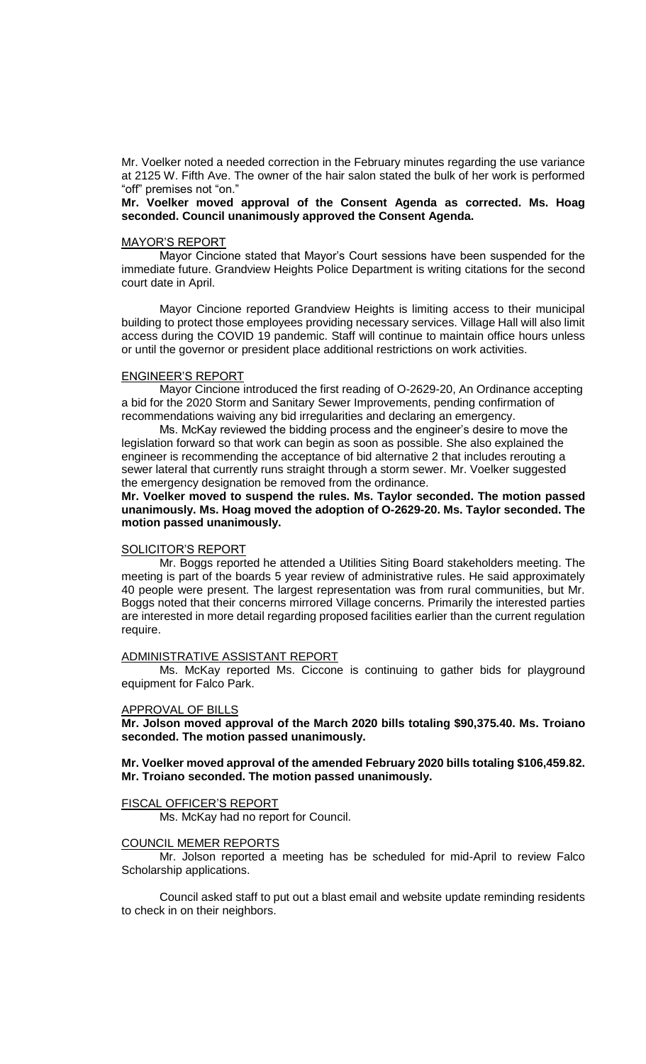Mr. Voelker noted a needed correction in the February minutes regarding the use variance at 2125 W. Fifth Ave. The owner of the hair salon stated the bulk of her work is performed "off" premises not "on."

**Mr. Voelker moved approval of the Consent Agenda as corrected. Ms. Hoag seconded. Council unanimously approved the Consent Agenda.**

MAYOR'S REPORT

Mayor Cincione stated that Mayor's Court sessions have been suspended for the immediate future. Grandview Heights Police Department is writing citations for the second court date in April.

Mayor Cincione reported Grandview Heights is limiting access to their municipal building to protect those employees providing necessary services. Village Hall will also limit access during the COVID 19 pandemic. Staff will continue to maintain office hours unless or until the governor or president place additional restrictions on work activities.

ENGINEER'S REPORT

Mayor Cincione introduced the first reading of O-2629-20, An Ordinance accepting a bid for the 2020 Storm and Sanitary Sewer Improvements, pending confirmation of recommendations waiving any bid irregularities and declaring an emergency.

Ms. McKay reviewed the bidding process and the engineer's desire to move the legislation forward so that work can begin as soon as possible. She also explained the engineer is recommending the acceptance of bid alternative 2 that includes rerouting a sewer lateral that currently runs straight through a storm sewer. Mr. Voelker suggested the emergency designation be removed from the ordinance.

**Mr. Voelker moved to suspend the rules. Ms. Taylor seconded. The motion passed unanimously. Ms. Hoag moved the adoption of O-2629-20. Ms. Taylor seconded. The motion passed unanimously.**

SOLICITOR'S REPORT

Mr. Boggs reported he attended a Utilities Siting Board stakeholders meeting. The meeting is part of the boards 5 year review of administrative rules. He said approximately 40 people were present. The largest representation was from rural communities, but Mr. Boggs noted that their concerns mirrored Village concerns. Primarily the interested parties are interested in more detail regarding proposed facilities earlier than the current regulation require.

ADMINISTRATIVE ASSISTANT REPORT

Ms. McKay reported Ms. Ciccone is continuing to gather bids for playground equipment for Falco Park.

APPROVAL OF BILLS

**Mr. Jolson moved approval of the March 2020 bills totaling $90,375.40. Ms. Troiano seconded. The motion passed unanimously.**

**Mr. Voelker moved approval of the amended February 2020 bills totaling $106,459.82. Mr. Troiano seconded. The motion passed unanimously.**

FISCAL OFFICER'S REPORT

Ms. McKay had no report for Council.

COUNCIL MEMER REPORTS

Mr. Jolson reported a meeting has be scheduled for mid-April to review Falco Scholarship applications.

Council asked staff to put out a blast email and website update reminding residents to check in on their neighbors.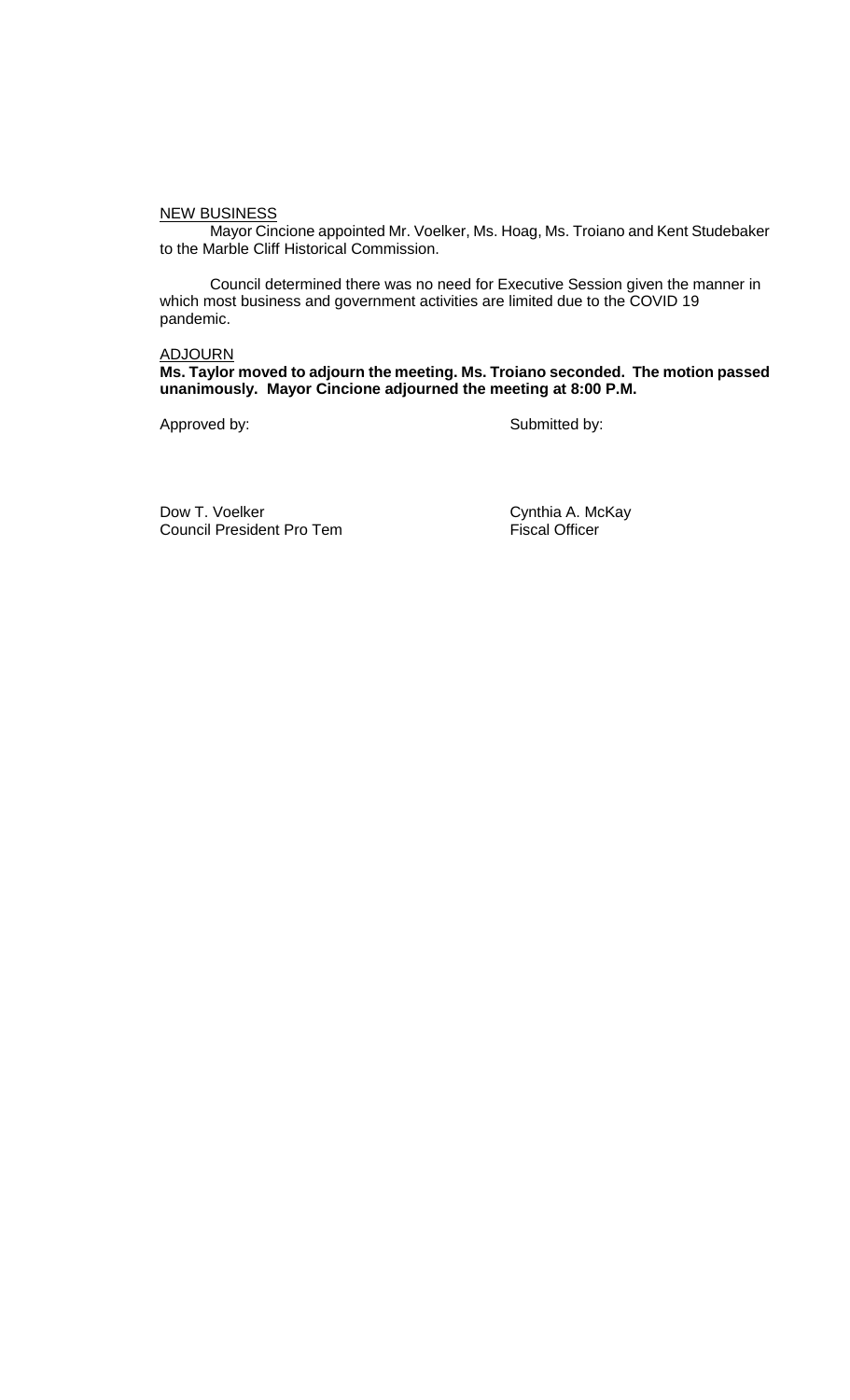NEW BUSINESS

Mayor Cincione appointed Mr. Voelker, Ms. Hoag, Ms. Troiano and Kent Studebaker to the Marble Cliff Historical Commission.

Council determined there was no need for Executive Session given the manner in which most business and government activities are limited due to the COVID 19 pandemic.

ADJOURN

**Ms. Taylor moved to adjourn the meeting. Ms. Troiano seconded. The motion passed unanimously. Mayor Cincione adjourned the meeting at 8:00 P.M.**

| | |
|---|---|
| Approved by: | Submitted by: |
| Dow T. Voelker<br>Council President Pro Tem | Cynthia A. McKay<br>Fiscal Officer |